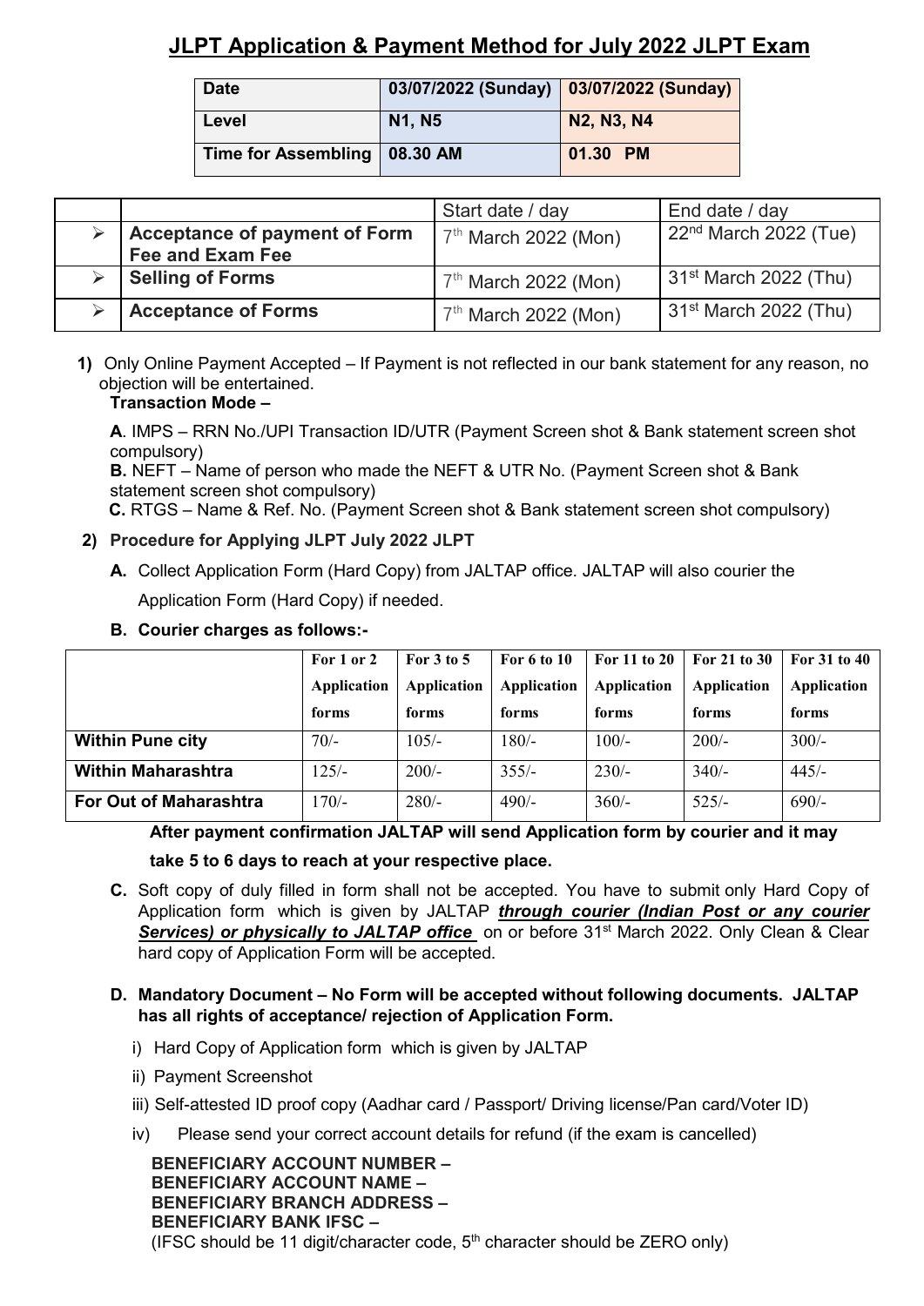# JLPT Application & Payment Method for July 2022 JLPT Exam

| Date | 03/07/2022 (Sunday) | 03/07/2022 (Sunday) |
|---|---|---|
| Level | N1, N5 | N2, N3, N4 |
| Time for Assembling | 08.30 AM | 01.30 PM |

| | | Start date / day | End date / day |
|---|---|---|---|
| ➢ | **Acceptance of payment of Form Fee and Exam Fee** | 7th March 2022 (Mon) | 22nd March 2022 (Tue) |
| ➢ | **Selling of Forms** | 7th March 2022 (Mon) | 31st March 2022 (Thu) |
| ➢ | **Acceptance of Forms** | 7th March 2022 (Mon) | 31st March 2022 (Thu) |

**1)** Only Online Payment Accepted – If Payment is not reflected in our bank statement for any reason, no objection will be entertained.

**Transaction Mode –**

**A**. IMPS – RRN No./UPI Transaction ID/UTR (Payment Screen shot & Bank statement screen shot compulsory)

**B.** NEFT – Name of person who made the NEFT & UTR No. (Payment Screen shot & Bank statement screen shot compulsory)

**C.** RTGS – Name & Ref. No. (Payment Screen shot & Bank statement screen shot compulsory)

**2) Procedure for Applying JLPT July 2022 JLPT**

**A.** Collect Application Form (Hard Copy) from JALTAP office. JALTAP will also courier the Application Form (Hard Copy) if needed.

**B. Courier charges as follows:-**

| | For 1 or 2 Application forms | For 3 to 5 Application forms | For 6 to 10 Application forms | For 11 to 20 Application forms | For 21 to 30 Application forms | For 31 to 40 Application forms |
|---|---|---|---|---|---|---|
| **Within Pune city** | 70/- | 105/- | 180/- | 100/- | 200/- | 300/- |
| **Within Maharashtra** | 125/- | 200/- | 355/- | 230/- | 340/- | 445/- |
| **For Out of Maharashtra** | 170/- | 280/- | 490/- | 360/- | 525/- | 690/- |

**After payment confirmation JALTAP will send Application form by courier and it may take 5 to 6 days to reach at your respective place.**

**C.** Soft copy of duly filled in form shall not be accepted. You have to submit only Hard Copy of Application form which is given by JALTAP ***through courier (Indian Post or any courier Services) or physically to JALTAP office*** on or before 31st March 2022. Only Clean & Clear hard copy of Application Form will be accepted.

**D. Mandatory Document – No Form will be accepted without following documents. JALTAP has all rights of acceptance/ rejection of Application Form.**

i) Hard Copy of Application form which is given by JALTAP

ii) Payment Screenshot

iii) Self-attested ID proof copy (Aadhar card / Passport/ Driving license/Pan card/Voter ID)

iv) Please send your correct account details for refund (if the exam is cancelled)

**BENEFICIARY ACCOUNT NUMBER –**
**BENEFICIARY ACCOUNT NAME –**
**BENEFICIARY BRANCH ADDRESS –**
**BENEFICIARY BANK IFSC –**
(IFSC should be 11 digit/character code, 5th character should be ZERO only)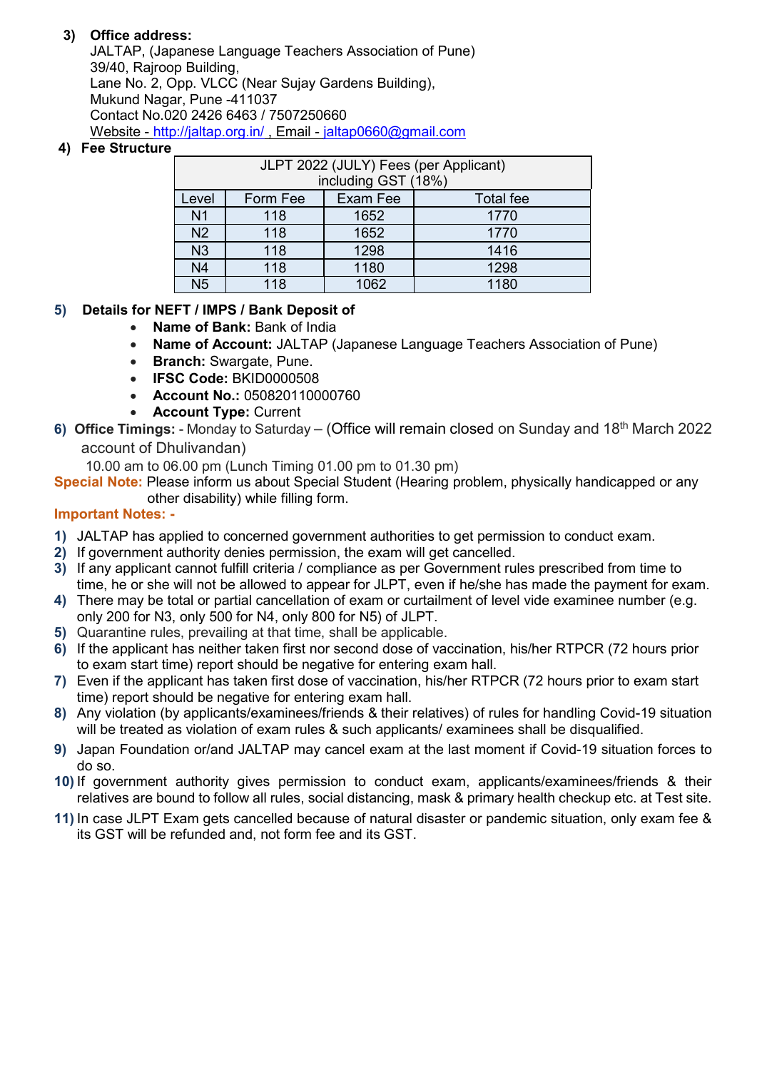**3) Office address:**

JALTAP, (Japanese Language Teachers Association of Pune)
39/40, Rajroop Building,
Lane No. 2, Opp. VLCC (Near Sujay Gardens Building),
Mukund Nagar, Pune -411037
Contact No.020 2426 6463 / 7507250660
Website - http://jaltap.org.in/ , Email - jaltap0660@gmail.com

**4) Fee Structure**

| JLPT 2022 (JULY) Fees (per Applicant) including GST (18%) | | | |
|---|---|---|---|
| Level | Form Fee | Exam Fee | Total fee |
| N1 | 118 | 1652 | 1770 |
| N2 | 118 | 1652 | 1770 |
| N3 | 118 | 1298 | 1416 |
| N4 | 118 | 1180 | 1298 |
| N5 | 118 | 1062 | 1180 |

**5) Details for NEFT / IMPS / Bank Deposit of**

- **Name of Bank:** Bank of India
- **Name of Account:** JALTAP (Japanese Language Teachers Association of Pune)
- **Branch:** Swargate, Pune.
- **IFSC Code:** BKID0000508
- **Account No.:** 050820110000760
- **Account Type:** Current

**6) Office Timings:** - Monday to Saturday – (Office will remain closed on Sunday and 18th March 2022 account of Dhulivandan)
10.00 am to 06.00 pm (Lunch Timing 01.00 pm to 01.30 pm)

**Special Note:** Please inform us about Special Student (Hearing problem, physically handicapped or any other disability) while filling form.

**Important Notes: -**

1) JALTAP has applied to concerned government authorities to get permission to conduct exam.
2) If government authority denies permission, the exam will get cancelled.
3) If any applicant cannot fulfill criteria / compliance as per Government rules prescribed from time to time, he or she will not be allowed to appear for JLPT, even if he/she has made the payment for exam.
4) There may be total or partial cancellation of exam or curtailment of level vide examinee number (e.g. only 200 for N3, only 500 for N4, only 800 for N5) of JLPT.
5) Quarantine rules, prevailing at that time, shall be applicable.
6) If the applicant has neither taken first nor second dose of vaccination, his/her RTPCR (72 hours prior to exam start time) report should be negative for entering exam hall.
7) Even if the applicant has taken first dose of vaccination, his/her RTPCR (72 hours prior to exam start time) report should be negative for entering exam hall.
8) Any violation (by applicants/examinees/friends & their relatives) of rules for handling Covid-19 situation will be treated as violation of exam rules & such applicants/ examinees shall be disqualified.
9) Japan Foundation or/and JALTAP may cancel exam at the last moment if Covid-19 situation forces to do so.
10) If government authority gives permission to conduct exam, applicants/examinees/friends & their relatives are bound to follow all rules, social distancing, mask & primary health checkup etc. at Test site.
11) In case JLPT Exam gets cancelled because of natural disaster or pandemic situation, only exam fee & its GST will be refunded and, not form fee and its GST.